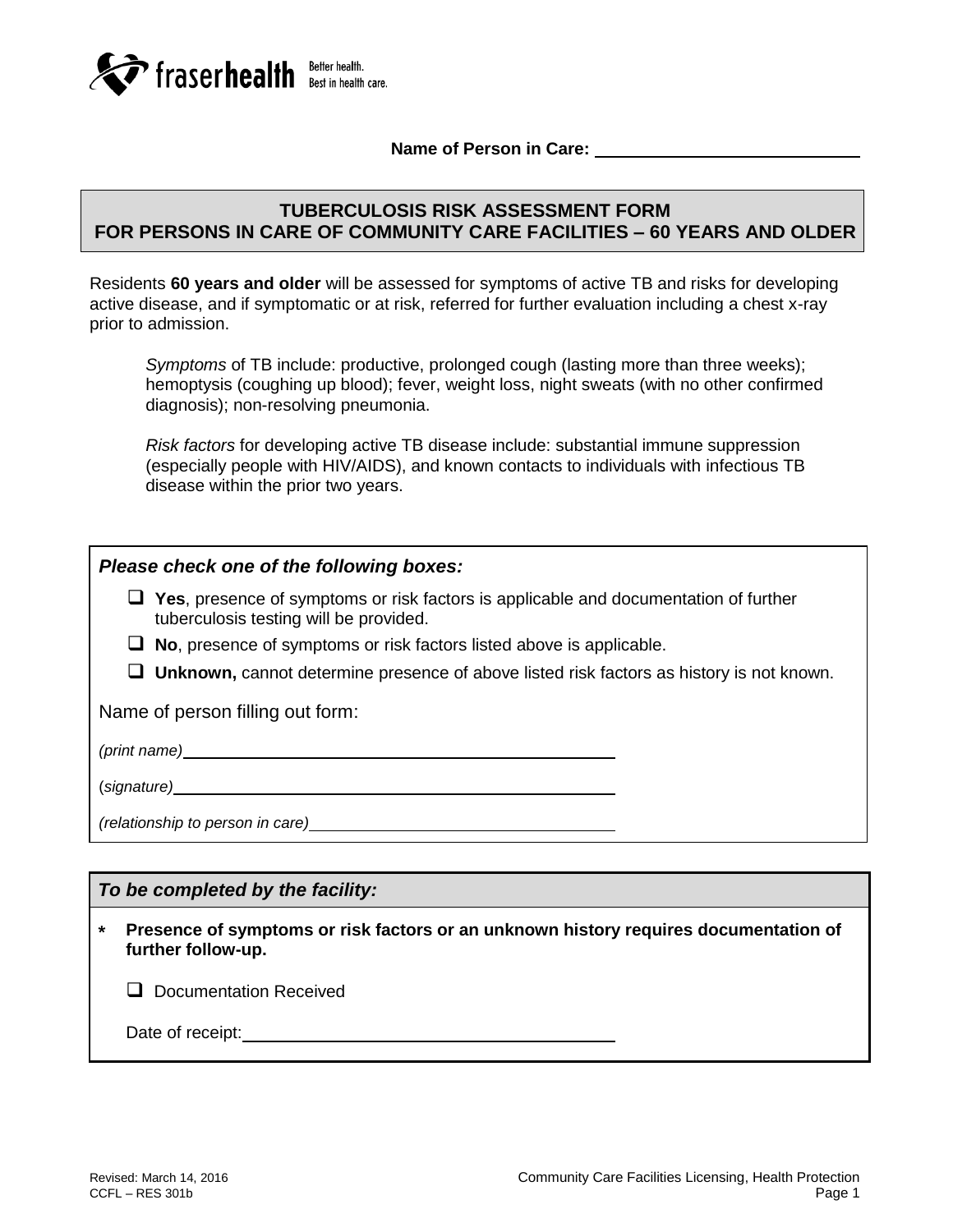fraserhealth Better health. Best in health care.

**Name of Person in Care:** ____________________________

# TUBERCULOSIS RISK ASSESSMENT FORM FOR PERSONS IN CARE OF COMMUNITY CARE FACILITIES – 60 YEARS AND OLDER

Residents **60 years and older** will be assessed for symptoms of active TB and risks for developing active disease, and if symptomatic or at risk, referred for further evaluation including a chest x-ray prior to admission.

> *Symptoms* of TB include: productive, prolonged cough (lasting more than three weeks); hemoptysis (coughing up blood); fever, weight loss, night sweats (with no other confirmed diagnosis); non-resolving pneumonia.
>
> *Risk factors* for developing active TB disease include: substantial immune suppression (especially people with HIV/AIDS), and known contacts to individuals with infectious TB disease within the prior two years.

***Please check one of the following boxes:***

- ☐ **Yes**, presence of symptoms or risk factors is applicable and documentation of further tuberculosis testing will be provided.
- ☐ **No**, presence of symptoms or risk factors listed above is applicable.
- ☐ **Unknown,** cannot determine presence of above listed risk factors as history is not known.

Name of person filling out form:

*(print name)* ______________________________________________

(*signature)* ______________________________________________

*(relationship to person in care)* ________________________________

***To be completed by the facility:***

**\* Presence of symptoms or risk factors or an unknown history requires documentation of further follow-up.**

☐ Documentation Received

Date of receipt: ____________________________________

Revised: March 14, 2016
CCFL – RES 301b

Community Care Facilities Licensing, Health Protection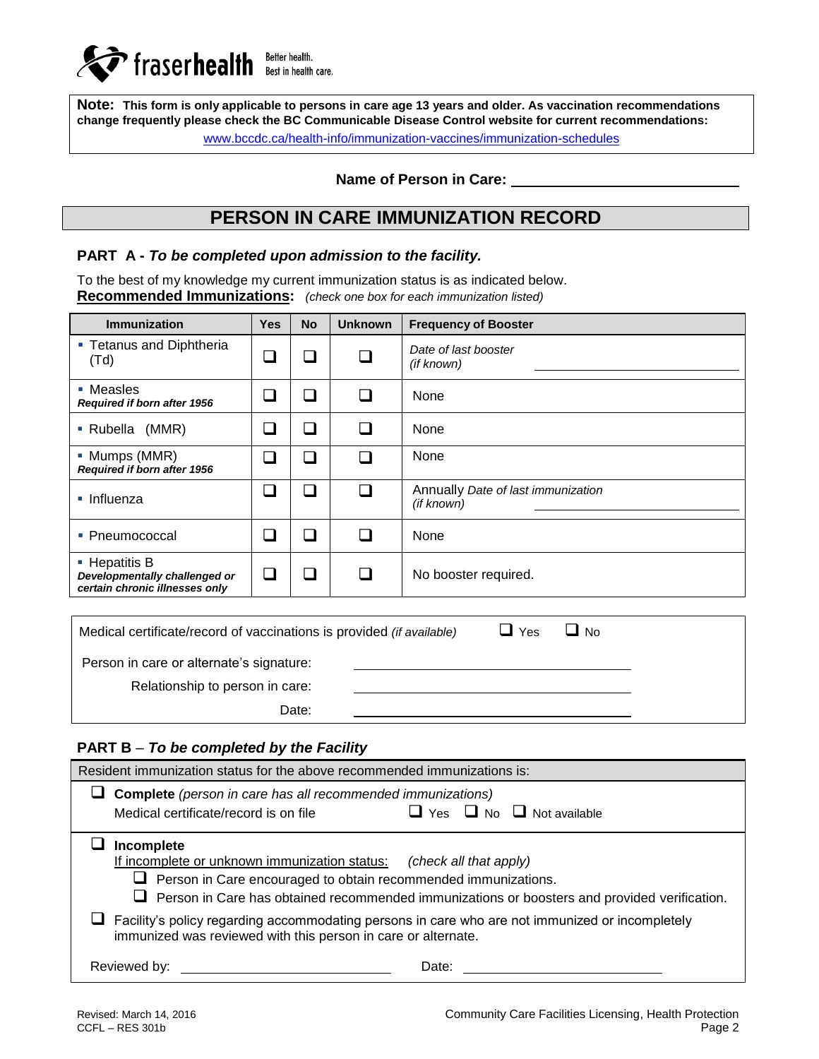fraserhealth Better health. Best in health care.

**Note: This form is only applicable to persons in care age 13 years and older. As vaccination recommendations change frequently please check the BC Communicable Disease Control website for current recommendations:**
www.bccdc.ca/health-info/immunization-vaccines/immunization-schedules

**Name of Person in Care:** ______________________________

# PERSON IN CARE IMMUNIZATION RECORD

## PART A - *To be completed upon admission to the facility.*

To the best of my knowledge my current immunization status is as indicated below.
**Recommended Immunizations:** *(check one box for each immunization listed)*

| Immunization | Yes | No | Unknown | Frequency of Booster |
|---|---|---|---|---|
| ▪ Tetanus and Diphtheria (Td) | ☐ | ☐ | ☐ | *Date of last booster (if known)* ______________ |
| ▪ Measles ***Required if born after 1956*** | ☐ | ☐ | ☐ | None |
| ▪ Rubella (MMR) | ☐ | ☐ | ☐ | None |
| ▪ Mumps (MMR) ***Required if born after 1956*** | ☐ | ☐ | ☐ | None |
| ▪ Influenza | ☐ | ☐ | ☐ | Annually *Date of last immunization (if known)* ______________ |
| ▪ Pneumococcal | ☐ | ☐ | ☐ | None |
| ▪ Hepatitis B ***Developmentally challenged or certain chronic illnesses only*** | ☐ | ☐ | ☐ | No booster required. |

Medical certificate/record of vaccinations is provided *(if available)* ☐ Yes ☐ No

Person in care or alternate's signature: ______________________________

Relationship to person in care: ______________________________

Date: ______________________________

## PART B – *To be completed by the Facility*

Resident immunization status for the above recommended immunizations is:

☐ **Complete** *(person in care has all recommended immunizations)*
Medical certificate/record is on file ☐ Yes ☐ No ☐ Not available

☐ **Incomplete**
If incomplete or unknown immunization status: *(check all that apply)*
- ☐ Person in Care encouraged to obtain recommended immunizations.
- ☐ Person in Care has obtained recommended immunizations or boosters and provided verification.

☐ Facility's policy regarding accommodating persons in care who are not immunized or incompletely immunized was reviewed with this person in care or alternate.

Reviewed by: ______________________________ Date: ______________________________

Revised: March 14, 2016
CCFL – RES 301b

Community Care Facilities Licensing, Health Protection